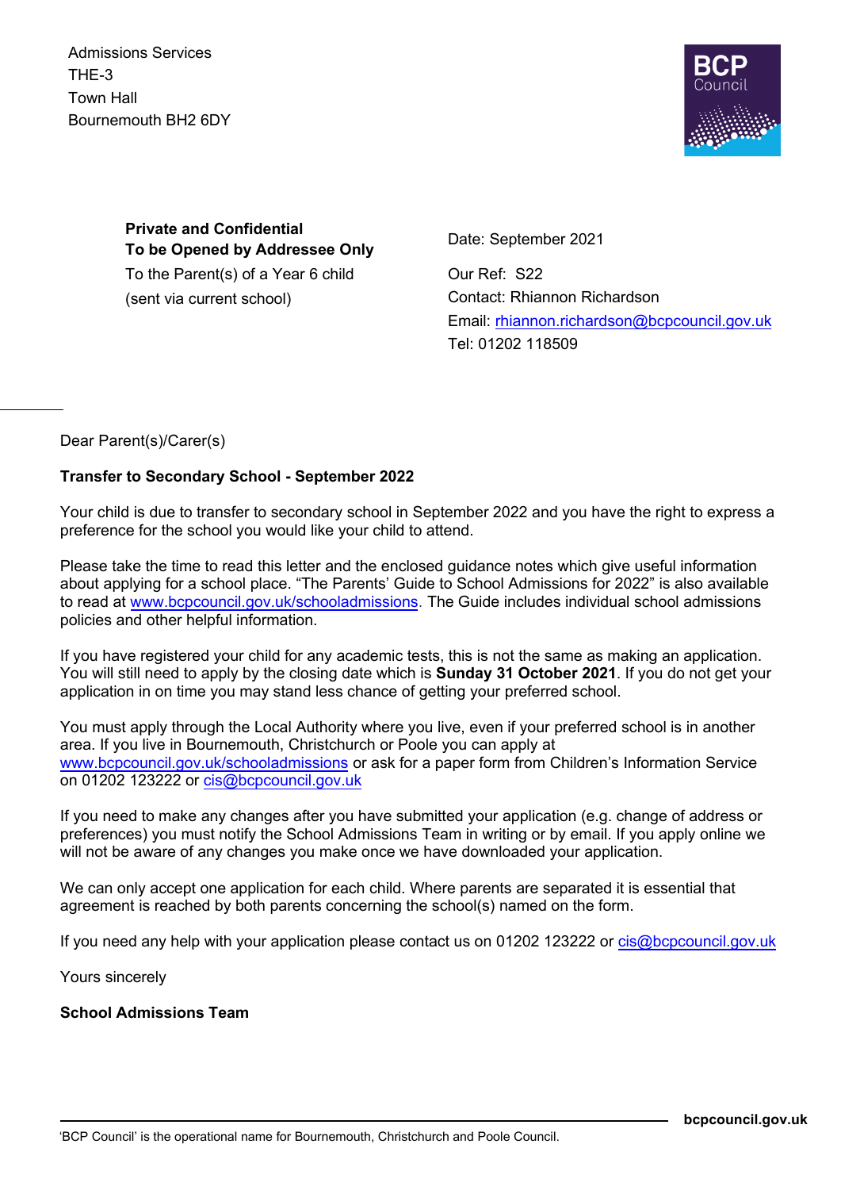Admissions Services
THE-3
Town Hall
Bournemouth BH2 6DY

**Private and Confidential**
**To be Opened by Addressee Only**
To the Parent(s) of a Year 6 child
(sent via current school)

Date: September 2021

Our Ref: S22
Contact: Rhiannon Richardson
Email: rhiannon.richardson@bcpcouncil.gov.uk
Tel: 01202 118509

Dear Parent(s)/Carer(s)

**Transfer to Secondary School - September 2022**

Your child is due to transfer to secondary school in September 2022 and you have the right to express a preference for the school you would like your child to attend.

Please take the time to read this letter and the enclosed guidance notes which give useful information about applying for a school place. "The Parents' Guide to School Admissions for 2022" is also available to read at www.bcpcouncil.gov.uk/schooladmissions. The Guide includes individual school admissions policies and other helpful information.

If you have registered your child for any academic tests, this is not the same as making an application. You will still need to apply by the closing date which is **Sunday 31 October 2021**. If you do not get your application in on time you may stand less chance of getting your preferred school.

You must apply through the Local Authority where you live, even if your preferred school is in another area. If you live in Bournemouth, Christchurch or Poole you can apply at www.bcpcouncil.gov.uk/schooladmissions or ask for a paper form from Children's Information Service on 01202 123222 or cis@bcpcouncil.gov.uk

If you need to make any changes after you have submitted your application (e.g. change of address or preferences) you must notify the School Admissions Team in writing or by email. If you apply online we will not be aware of any changes you make once we have downloaded your application.

We can only accept one application for each child. Where parents are separated it is essential that agreement is reached by both parents concerning the school(s) named on the form.

If you need any help with your application please contact us on 01202 123222 or cis@bcpcouncil.gov.uk

Yours sincerely

**School Admissions Team**

'BCP Council' is the operational name for Bournemouth, Christchurch and Poole Council.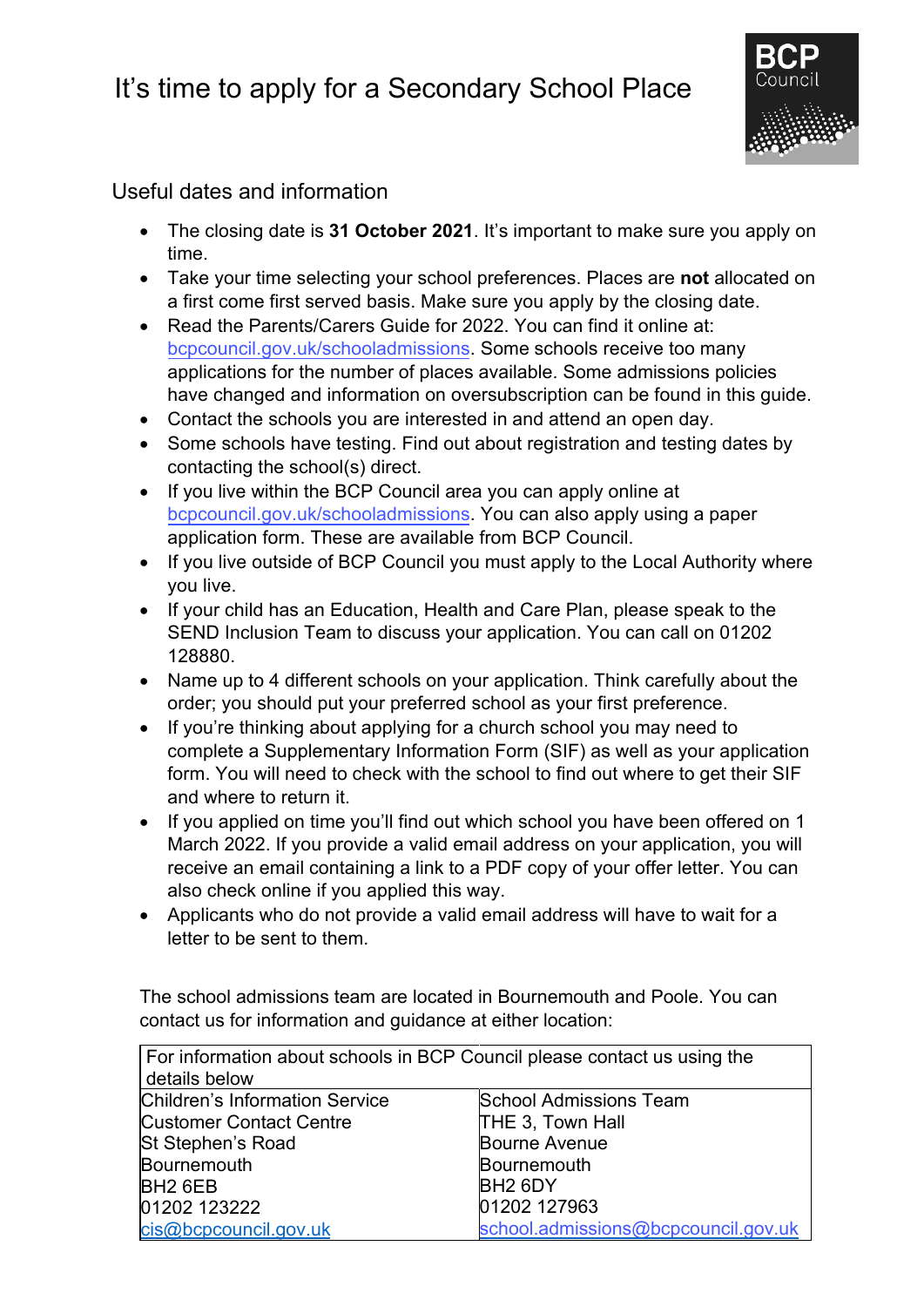# It's time to apply for a Secondary School Place

## Useful dates and information

- The closing date is **31 October 2021**. It's important to make sure you apply on time.
- Take your time selecting your school preferences. Places are **not** allocated on a first come first served basis. Make sure you apply by the closing date.
- Read the Parents/Carers Guide for 2022. You can find it online at: bcpcouncil.gov.uk/schooladmissions. Some schools receive too many applications for the number of places available. Some admissions policies have changed and information on oversubscription can be found in this guide.
- Contact the schools you are interested in and attend an open day.
- Some schools have testing. Find out about registration and testing dates by contacting the school(s) direct.
- If you live within the BCP Council area you can apply online at bcpcouncil.gov.uk/schooladmissions. You can also apply using a paper application form. These are available from BCP Council.
- If you live outside of BCP Council you must apply to the Local Authority where you live.
- If your child has an Education, Health and Care Plan, please speak to the SEND Inclusion Team to discuss your application. You can call on 01202 128880.
- Name up to 4 different schools on your application. Think carefully about the order; you should put your preferred school as your first preference.
- If you're thinking about applying for a church school you may need to complete a Supplementary Information Form (SIF) as well as your application form. You will need to check with the school to find out where to get their SIF and where to return it.
- If you applied on time you'll find out which school you have been offered on 1 March 2022. If you provide a valid email address on your application, you will receive an email containing a link to a PDF copy of your offer letter. You can also check online if you applied this way.
- Applicants who do not provide a valid email address will have to wait for a letter to be sent to them.

The school admissions team are located in Bournemouth and Poole. You can contact us for information and guidance at either location:

| For information about schools in BCP Council please contact us using the details below | |
|---|---|
| Children's Information Service<br>Customer Contact Centre<br>St Stephen's Road<br>Bournemouth<br>BH2 6EB<br>01202 123222<br>cis@bcpcouncil.gov.uk | School Admissions Team<br>THE 3, Town Hall<br>Bourne Avenue<br>Bournemouth<br>BH2 6DY<br>01202 127963<br>school.admissions@bcpcouncil.gov.uk |